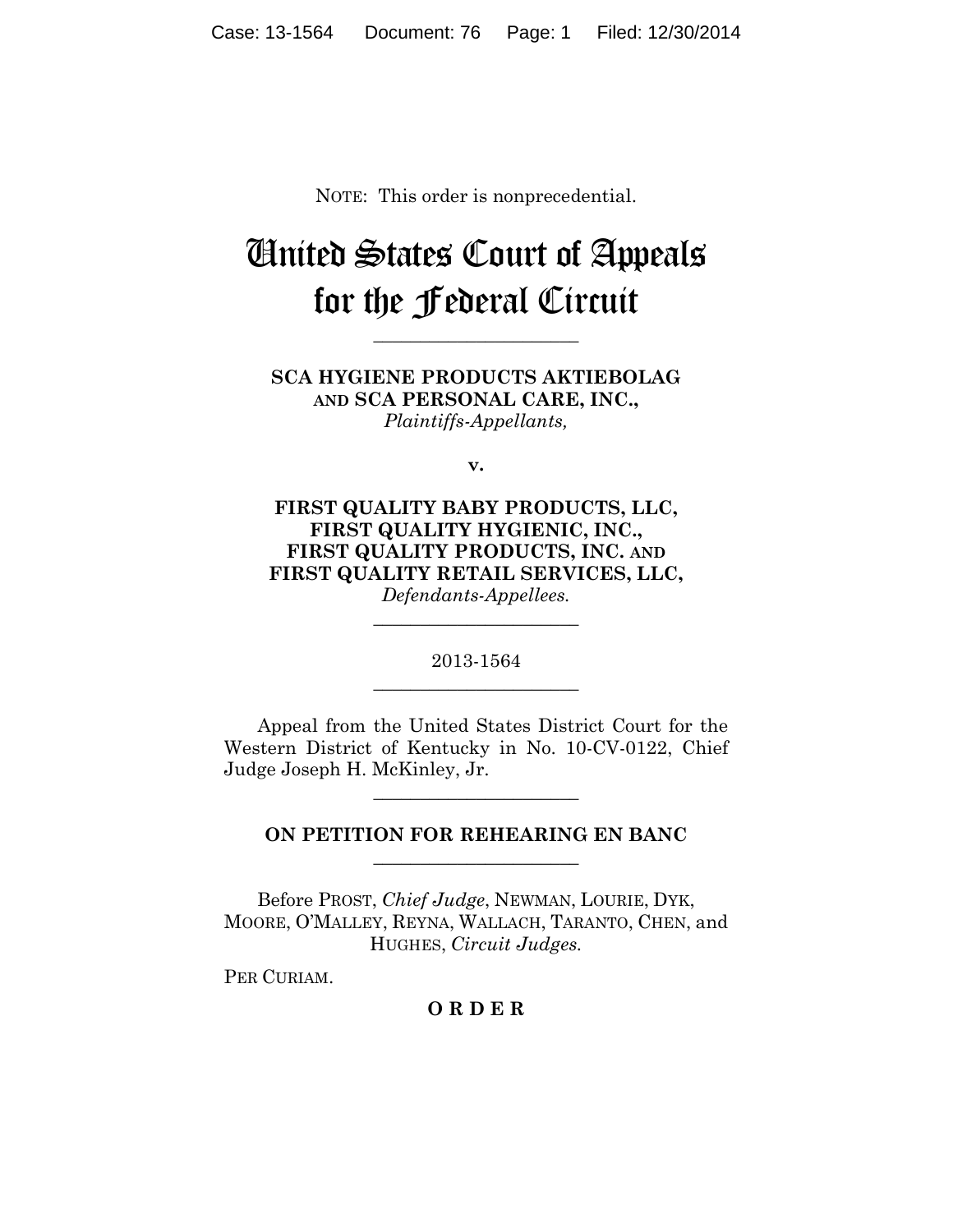NOTE: This order is nonprecedential.

# United States Court of Appeals for the Federal Circuit

______________________

**SCA HYGIENE PRODUCTS AKTIEBOLAG AND SCA PERSONAL CARE, INC.,**
*Plaintiffs-Appellants,*

**v.**

**FIRST QUALITY BABY PRODUCTS, LLC, FIRST QUALITY HYGIENIC, INC., FIRST QUALITY PRODUCTS, INC. AND FIRST QUALITY RETAIL SERVICES, LLC,**
*Defendants-Appellees.*

______________________

2013-1564

______________________

Appeal from the United States District Court for the Western District of Kentucky in No. 10-CV-0122, Chief Judge Joseph H. McKinley, Jr.

______________________

**ON PETITION FOR REHEARING EN BANC**

______________________

Before PROST, *Chief Judge*, NEWMAN, LOURIE, DYK, MOORE, O'MALLEY, REYNA, WALLACH, TARANTO, CHEN, and HUGHES, *Circuit Judges.*

PER CURIAM.

**O R D E R**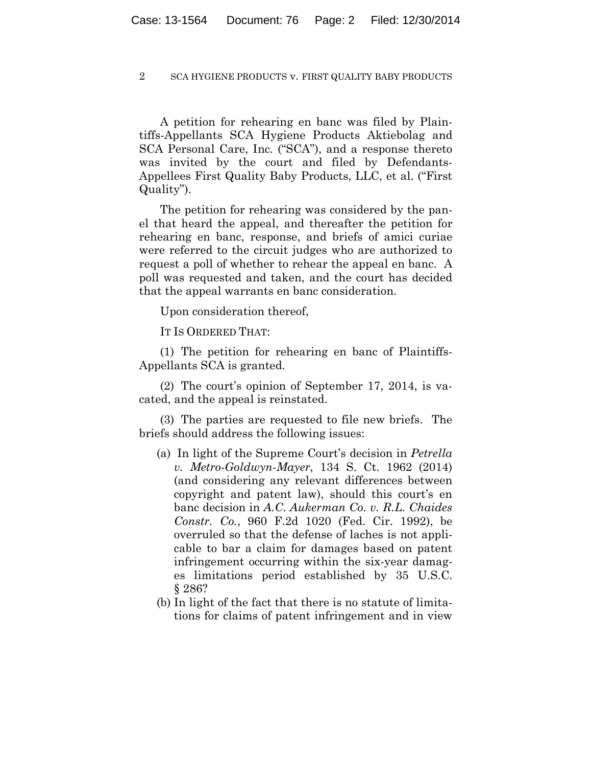A petition for rehearing en banc was filed by Plaintiffs-Appellants SCA Hygiene Products Aktiebolag and SCA Personal Care, Inc. ("SCA"), and a response thereto was invited by the court and filed by Defendants-Appellees First Quality Baby Products, LLC, et al. ("First Quality").

The petition for rehearing was considered by the panel that heard the appeal, and thereafter the petition for rehearing en banc, response, and briefs of amici curiae were referred to the circuit judges who are authorized to request a poll of whether to rehear the appeal en banc. A poll was requested and taken, and the court has decided that the appeal warrants en banc consideration.

Upon consideration thereof,

IT IS ORDERED THAT:

(1) The petition for rehearing en banc of Plaintiffs-Appellants SCA is granted.

(2) The court's opinion of September 17, 2014, is vacated, and the appeal is reinstated.

(3) The parties are requested to file new briefs. The briefs should address the following issues:

(a) In light of the Supreme Court's decision in *Petrella v. Metro-Goldwyn-Mayer*, 134 S. Ct. 1962 (2014) (and considering any relevant differences between copyright and patent law), should this court's en banc decision in *A.C. Aukerman Co. v. R.L. Chaides Constr. Co.*, 960 F.2d 1020 (Fed. Cir. 1992), be overruled so that the defense of laches is not applicable to bar a claim for damages based on patent infringement occurring within the six-year damages limitations period established by 35 U.S.C. § 286?

(b) In light of the fact that there is no statute of limitations for claims of patent infringement and in view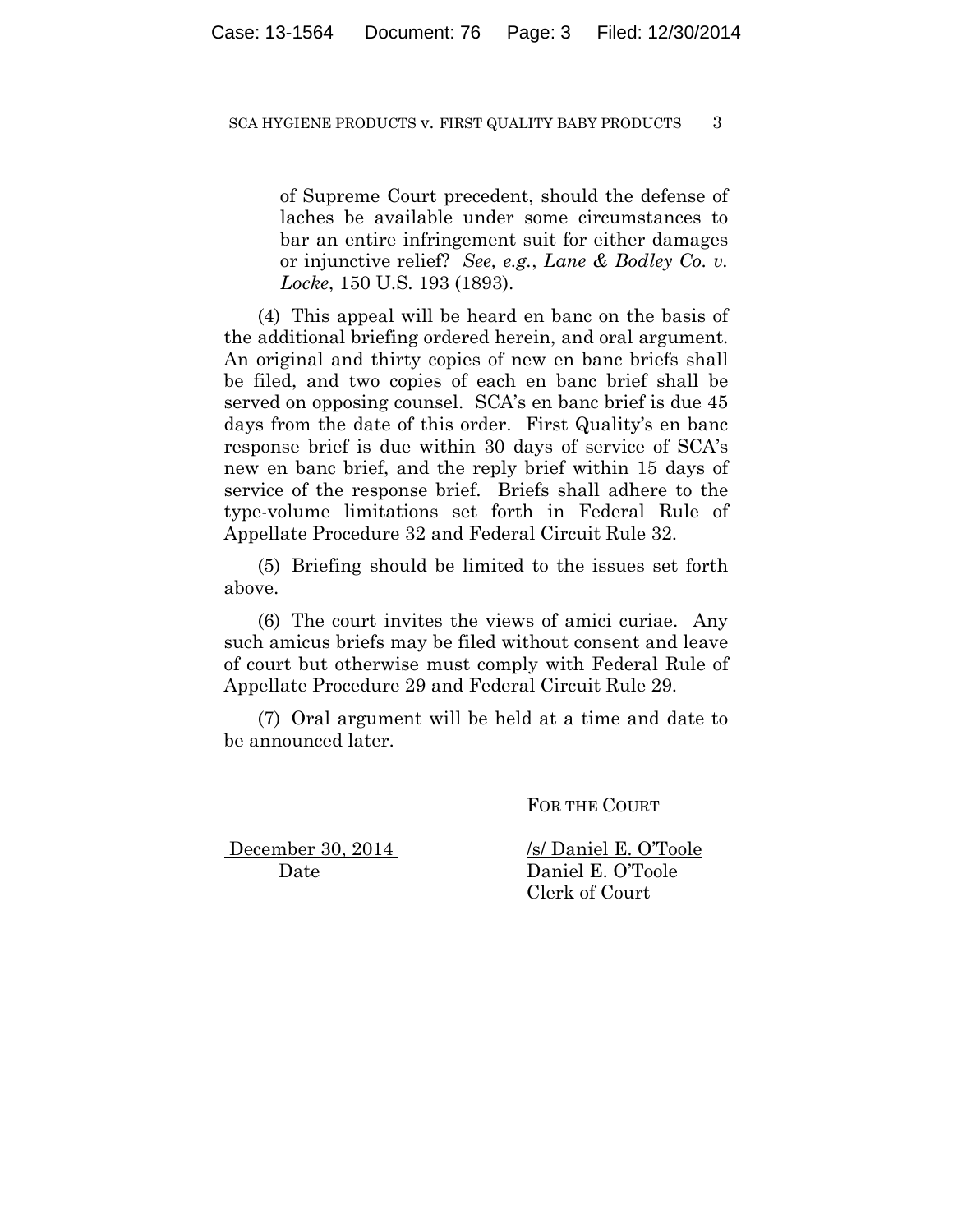> of Supreme Court precedent, should the defense of laches be available under some circumstances to bar an entire infringement suit for either damages or injunctive relief? *See, e.g.*, *Lane & Bodley Co. v. Locke*, 150 U.S. 193 (1893).

(4) This appeal will be heard en banc on the basis of the additional briefing ordered herein, and oral argument. An original and thirty copies of new en banc briefs shall be filed, and two copies of each en banc brief shall be served on opposing counsel. SCA's en banc brief is due 45 days from the date of this order. First Quality's en banc response brief is due within 30 days of service of SCA's new en banc brief, and the reply brief within 15 days of service of the response brief. Briefs shall adhere to the type-volume limitations set forth in Federal Rule of Appellate Procedure 32 and Federal Circuit Rule 32.

(5) Briefing should be limited to the issues set forth above.

(6) The court invites the views of amici curiae. Any such amicus briefs may be filed without consent and leave of court but otherwise must comply with Federal Rule of Appellate Procedure 29 and Federal Circuit Rule 29.

(7) Oral argument will be held at a time and date to be announced later.

FOR THE COURT

December 30, 2014
Date

/s/ Daniel E. O'Toole
Daniel E. O'Toole
Clerk of Court